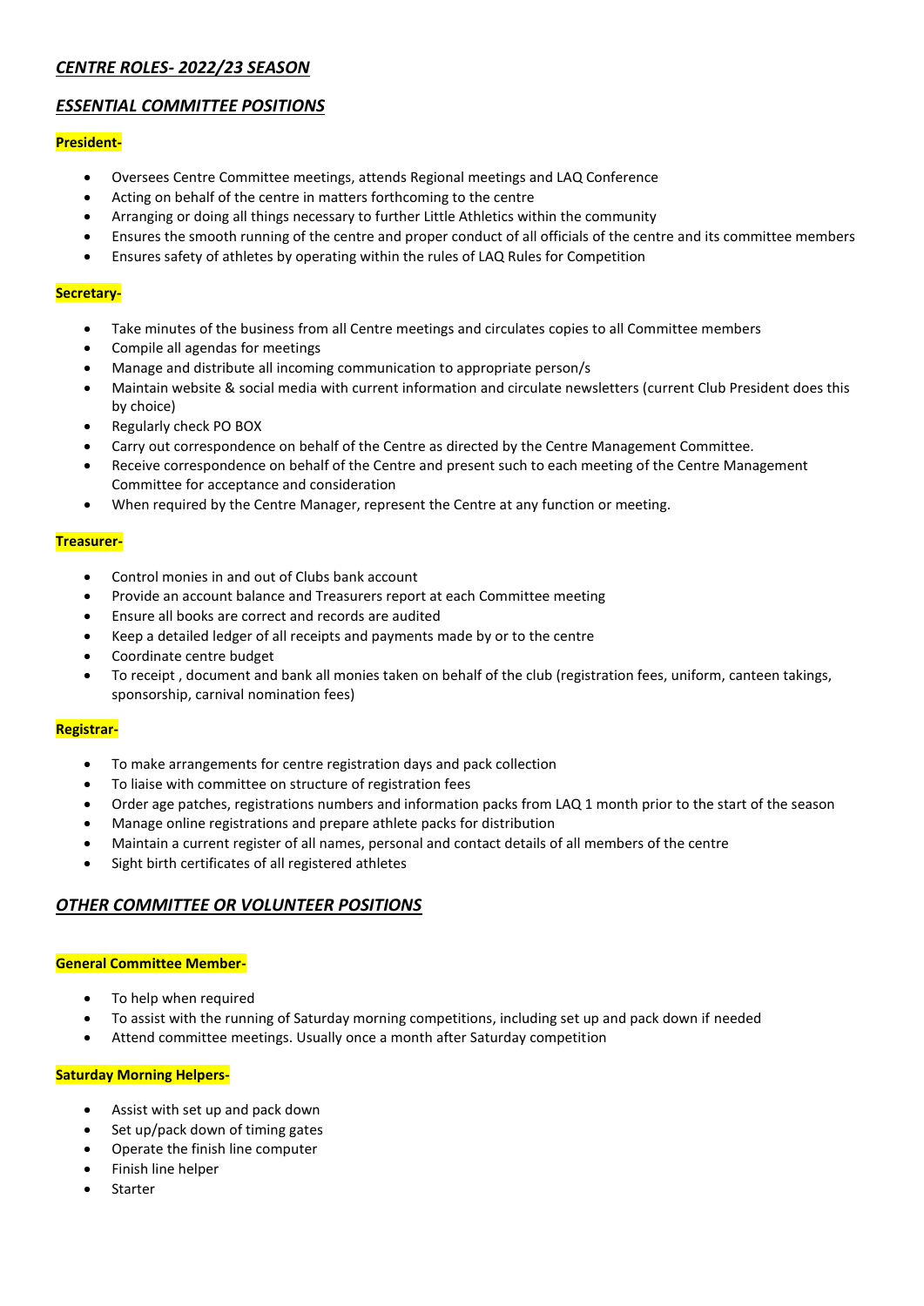## *CENTRE ROLES- 2022/23 SEASON*

## *ESSENTIAL COMMITTEE POSITIONS*

**President-**

- Oversees Centre Committee meetings, attends Regional meetings and LAQ Conference
- Acting on behalf of the centre in matters forthcoming to the centre
- Arranging or doing all things necessary to further Little Athletics within the community
- Ensures the smooth running of the centre and proper conduct of all officials of the centre and its committee members
- Ensures safety of athletes by operating within the rules of LAQ Rules for Competition

**Secretary-**

- Take minutes of the business from all Centre meetings and circulates copies to all Committee members
- Compile all agendas for meetings
- Manage and distribute all incoming communication to appropriate person/s
- Maintain website & social media with current information and circulate newsletters (current Club President does this by choice)
- Regularly check PO BOX
- Carry out correspondence on behalf of the Centre as directed by the Centre Management Committee.
- Receive correspondence on behalf of the Centre and present such to each meeting of the Centre Management Committee for acceptance and consideration
- When required by the Centre Manager, represent the Centre at any function or meeting.

**Treasurer-**

- Control monies in and out of Clubs bank account
- Provide an account balance and Treasurers report at each Committee meeting
- Ensure all books are correct and records are audited
- Keep a detailed ledger of all receipts and payments made by or to the centre
- Coordinate centre budget
- To receipt , document and bank all monies taken on behalf of the club (registration fees, uniform, canteen takings, sponsorship, carnival nomination fees)

**Registrar-**

- To make arrangements for centre registration days and pack collection
- To liaise with committee on structure of registration fees
- Order age patches, registrations numbers and information packs from LAQ 1 month prior to the start of the season
- Manage online registrations and prepare athlete packs for distribution
- Maintain a current register of all names, personal and contact details of all members of the centre
- Sight birth certificates of all registered athletes

## *OTHER COMMITTEE OR VOLUNTEER POSITIONS*

**General Committee Member-**

- To help when required
- To assist with the running of Saturday morning competitions, including set up and pack down if needed
- Attend committee meetings. Usually once a month after Saturday competition

**Saturday Morning Helpers-**

- Assist with set up and pack down
- Set up/pack down of timing gates
- Operate the finish line computer
- Finish line helper
- Starter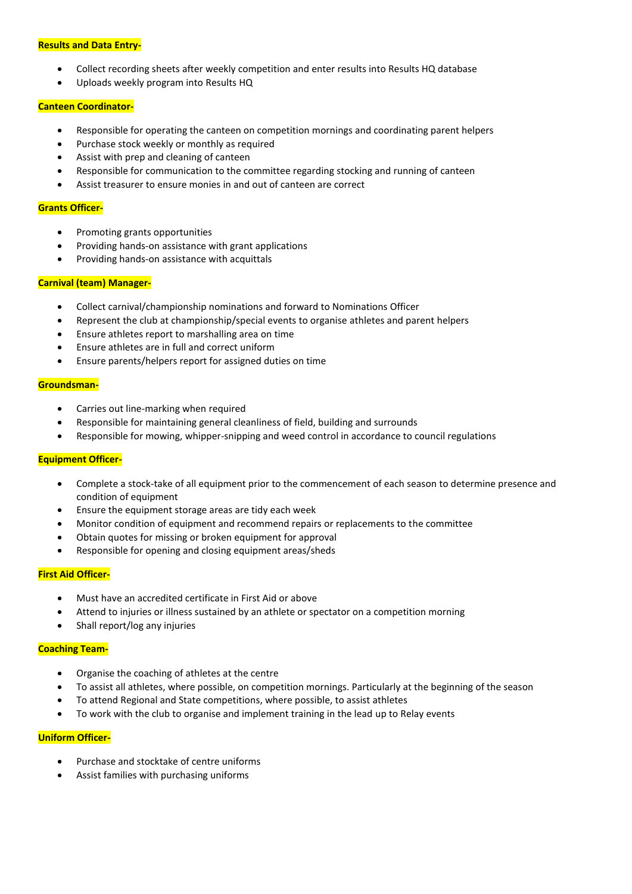**Results and Data Entry-**

- Collect recording sheets after weekly competition and enter results into Results HQ database
- Uploads weekly program into Results HQ

**Canteen Coordinator-**

- Responsible for operating the canteen on competition mornings and coordinating parent helpers
- Purchase stock weekly or monthly as required
- Assist with prep and cleaning of canteen
- Responsible for communication to the committee regarding stocking and running of canteen
- Assist treasurer to ensure monies in and out of canteen are correct

**Grants Officer-**

- Promoting grants opportunities
- Providing hands-on assistance with grant applications
- Providing hands-on assistance with acquittals

**Carnival (team) Manager-**

- Collect carnival/championship nominations and forward to Nominations Officer
- Represent the club at championship/special events to organise athletes and parent helpers
- Ensure athletes report to marshalling area on time
- Ensure athletes are in full and correct uniform
- Ensure parents/helpers report for assigned duties on time

**Groundsman-**

- Carries out line-marking when required
- Responsible for maintaining general cleanliness of field, building and surrounds
- Responsible for mowing, whipper-snipping and weed control in accordance to council regulations

**Equipment Officer-**

- Complete a stock-take of all equipment prior to the commencement of each season to determine presence and condition of equipment
- Ensure the equipment storage areas are tidy each week
- Monitor condition of equipment and recommend repairs or replacements to the committee
- Obtain quotes for missing or broken equipment for approval
- Responsible for opening and closing equipment areas/sheds

**First Aid Officer-**

- Must have an accredited certificate in First Aid or above
- Attend to injuries or illness sustained by an athlete or spectator on a competition morning
- Shall report/log any injuries

**Coaching Team-**

- Organise the coaching of athletes at the centre
- To assist all athletes, where possible, on competition mornings. Particularly at the beginning of the season
- To attend Regional and State competitions, where possible, to assist athletes
- To work with the club to organise and implement training in the lead up to Relay events

**Uniform Officer-**

- Purchase and stocktake of centre uniforms
- Assist families with purchasing uniforms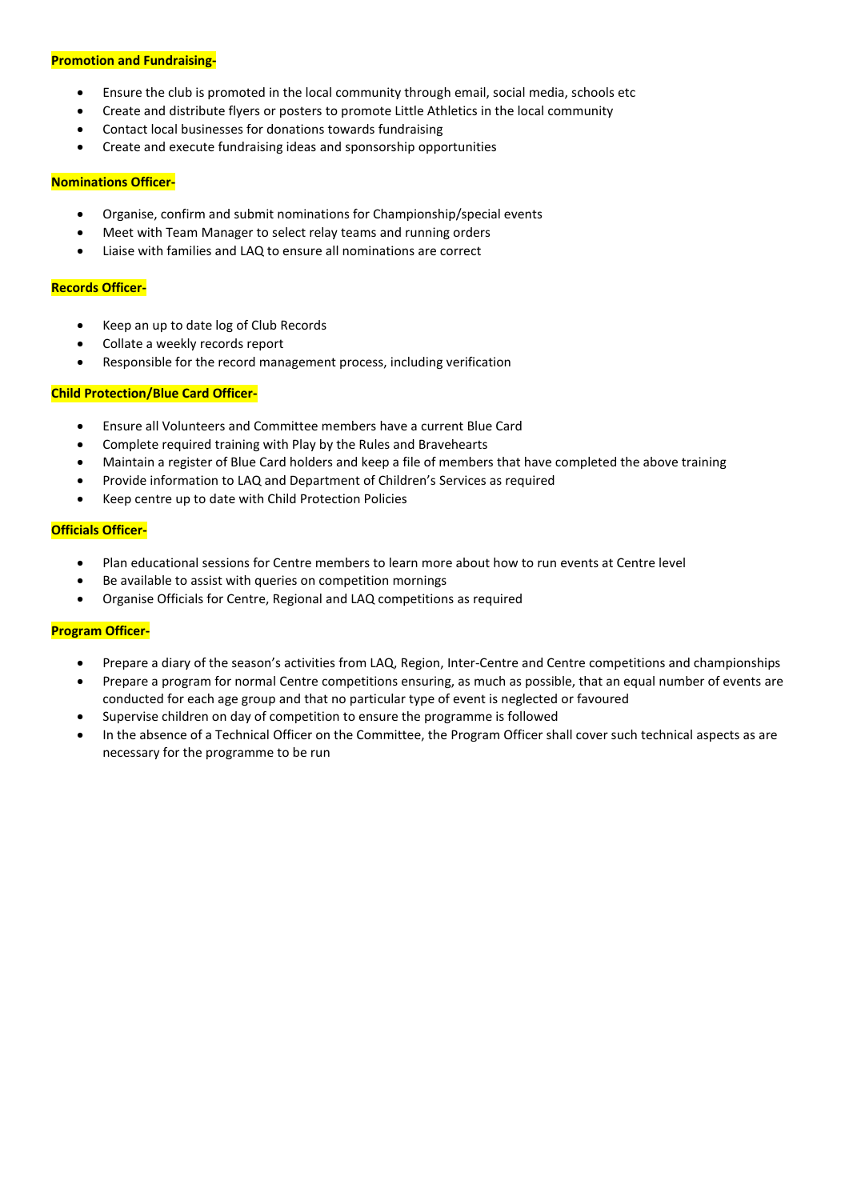**Promotion and Fundraising-**

- Ensure the club is promoted in the local community through email, social media, schools etc
- Create and distribute flyers or posters to promote Little Athletics in the local community
- Contact local businesses for donations towards fundraising
- Create and execute fundraising ideas and sponsorship opportunities

**Nominations Officer-**

- Organise, confirm and submit nominations for Championship/special events
- Meet with Team Manager to select relay teams and running orders
- Liaise with families and LAQ to ensure all nominations are correct

**Records Officer-**

- Keep an up to date log of Club Records
- Collate a weekly records report
- Responsible for the record management process, including verification

**Child Protection/Blue Card Officer-**

- Ensure all Volunteers and Committee members have a current Blue Card
- Complete required training with Play by the Rules and Bravehearts
- Maintain a register of Blue Card holders and keep a file of members that have completed the above training
- Provide information to LAQ and Department of Children's Services as required
- Keep centre up to date with Child Protection Policies

**Officials Officer-**

- Plan educational sessions for Centre members to learn more about how to run events at Centre level
- Be available to assist with queries on competition mornings
- Organise Officials for Centre, Regional and LAQ competitions as required

**Program Officer-**

- Prepare a diary of the season's activities from LAQ, Region, Inter-Centre and Centre competitions and championships
- Prepare a program for normal Centre competitions ensuring, as much as possible, that an equal number of events are conducted for each age group and that no particular type of event is neglected or favoured
- Supervise children on day of competition to ensure the programme is followed
- In the absence of a Technical Officer on the Committee, the Program Officer shall cover such technical aspects as are necessary for the programme to be run